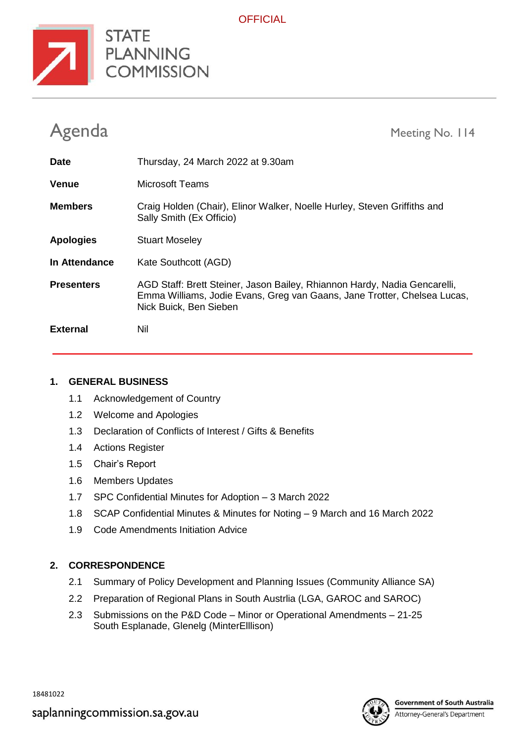OFFICIAL

STATE PLANNING COMMISSION

# Agenda

Meeting No. 114

| | |
|---|---|
| **Date** | Thursday, 24 March 2022 at 9.30am |
| **Venue** | Microsoft Teams |
| **Members** | Craig Holden (Chair), Elinor Walker, Noelle Hurley, Steven Griffiths and Sally Smith (Ex Officio) |
| **Apologies** | Stuart Moseley |
| **In Attendance** | Kate Southcott (AGD) |
| **Presenters** | AGD Staff: Brett Steiner, Jason Bailey, Rhiannon Hardy, Nadia Gencarelli, Emma Williams, Jodie Evans, Greg van Gaans, Jane Trotter, Chelsea Lucas, Nick Buick, Ben Sieben |
| **External** | Nil |

## 1. GENERAL BUSINESS

1.1 Acknowledgement of Country

1.2 Welcome and Apologies

1.3 Declaration of Conflicts of Interest / Gifts & Benefits

1.4 Actions Register

1.5 Chair's Report

1.6 Members Updates

1.7 SPC Confidential Minutes for Adoption – 3 March 2022

1.8 SCAP Confidential Minutes & Minutes for Noting – 9 March and 16 March 2022

1.9 Code Amendments Initiation Advice

## 2. CORRESPONDENCE

2.1 Summary of Policy Development and Planning Issues (Community Alliance SA)

2.2 Preparation of Regional Plans in South Austrlia (LGA, GAROC and SAROC)

2.3 Submissions on the P&D Code – Minor or Operational Amendments – 21-25 South Esplanade, Glenelg (MinterElllison)

18481022

saplanningcommission.sa.gov.au

Government of South Australia
Attorney-General's Department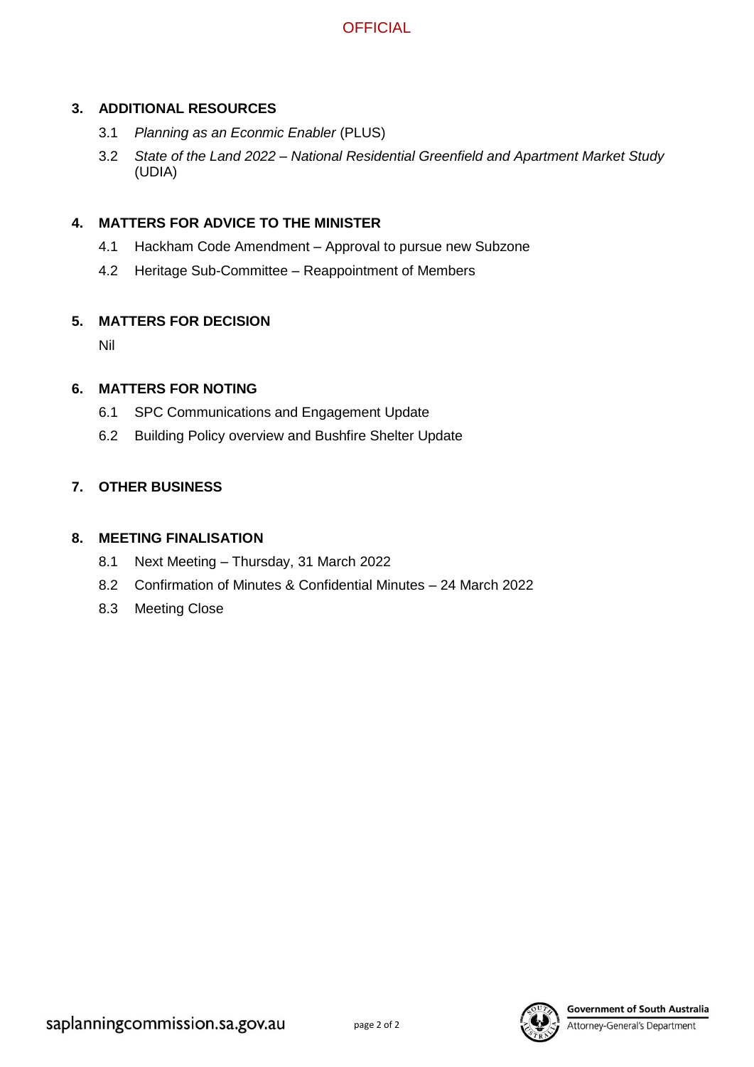## 3. ADDITIONAL RESOURCES

3.1 *Planning as an Econmic Enabler* (PLUS)

3.2 *State of the Land 2022 – National Residential Greenfield and Apartment Market Study* (UDIA)

## 4. MATTERS FOR ADVICE TO THE MINISTER

4.1 Hackham Code Amendment – Approval to pursue new Subzone

4.2 Heritage Sub-Committee – Reappointment of Members

## 5. MATTERS FOR DECISION

Nil

## 6. MATTERS FOR NOTING

6.1 SPC Communications and Engagement Update

6.2 Building Policy overview and Bushfire Shelter Update

## 7. OTHER BUSINESS

## 8. MEETING FINALISATION

8.1 Next Meeting – Thursday, 31 March 2022

8.2 Confirmation of Minutes & Confidential Minutes – 24 March 2022

8.3 Meeting Close